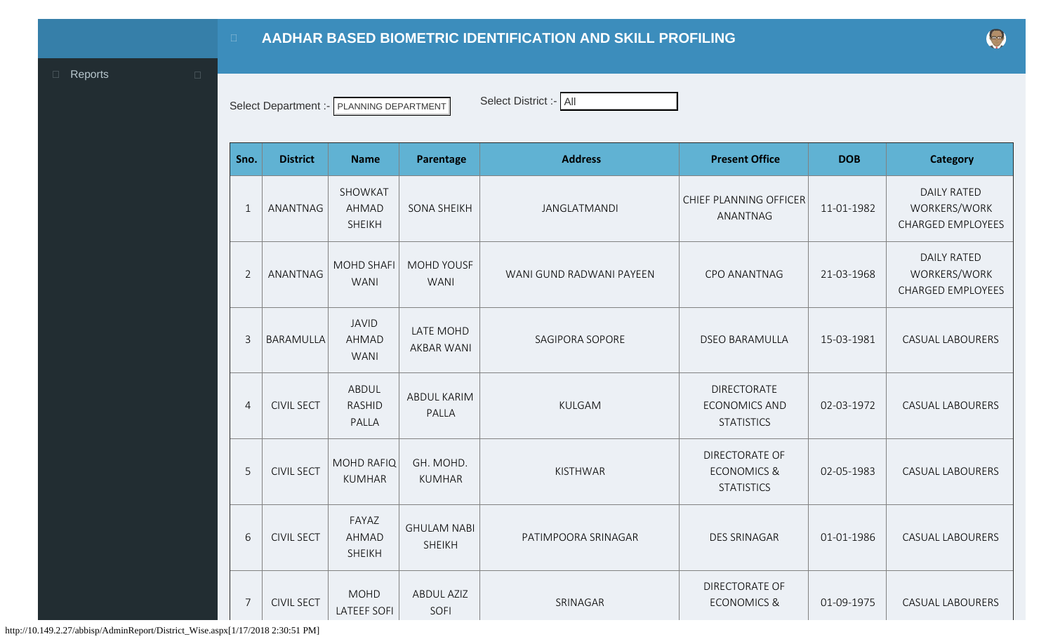# AADHAR BASED BIOMETRIC IDENTIFICATION AND SKILL PROFILING

Reports

Select Department :- PLANNING DEPARTMENT

Select District :- All

| Sno. | District | Name | Parentage | Address | Present Office | DOB | Category |
|---|---|---|---|---|---|---|---|
| 1 | ANANTNAG | SHOWKAT AHMAD SHEIKH | SONA SHEIKH | JANGLATMANDI | CHIEF PLANNING OFFICER ANANTNAG | 11-01-1982 | DAILY RATED WORKERS/WORK CHARGED EMPLOYEES |
| 2 | ANANTNAG | MOHD SHAFI WANI | MOHD YOUSF WANI | WANI GUND RADWANI PAYEEN | CPO ANANTNAG | 21-03-1968 | DAILY RATED WORKERS/WORK CHARGED EMPLOYEES |
| 3 | BARAMULLA | JAVID AHMAD WANI | LATE MOHD AKBAR WANI | SAGIPORA SOPORE | DSEO BARAMULLA | 15-03-1981 | CASUAL LABOURERS |
| 4 | CIVIL SECT | ABDUL RASHID PALLA | ABDUL KARIM PALLA | KULGAM | DIRECTORATE ECONOMICS AND STATISTICS | 02-03-1972 | CASUAL LABOURERS |
| 5 | CIVIL SECT | MOHD RAFIQ KUMHAR | GH. MOHD. KUMHAR | KISTHWAR | DIRECTORATE OF ECONOMICS & STATISTICS | 02-05-1983 | CASUAL LABOURERS |
| 6 | CIVIL SECT | FAYAZ AHMAD SHEIKH | GHULAM NABI SHEIKH | PATIMPOORA SRINAGAR | DES SRINAGAR | 01-01-1986 | CASUAL LABOURERS |
| 7 | CIVIL SECT | MOHD LATEEF SOFI | ABDUL AZIZ SOFI | SRINAGAR | DIRECTORATE OF ECONOMICS & | 01-09-1975 | CASUAL LABOURERS |

http://10.149.2.27/abbisp/AdminReport/District_Wise.aspx[1/17/2018 2:30:51 PM]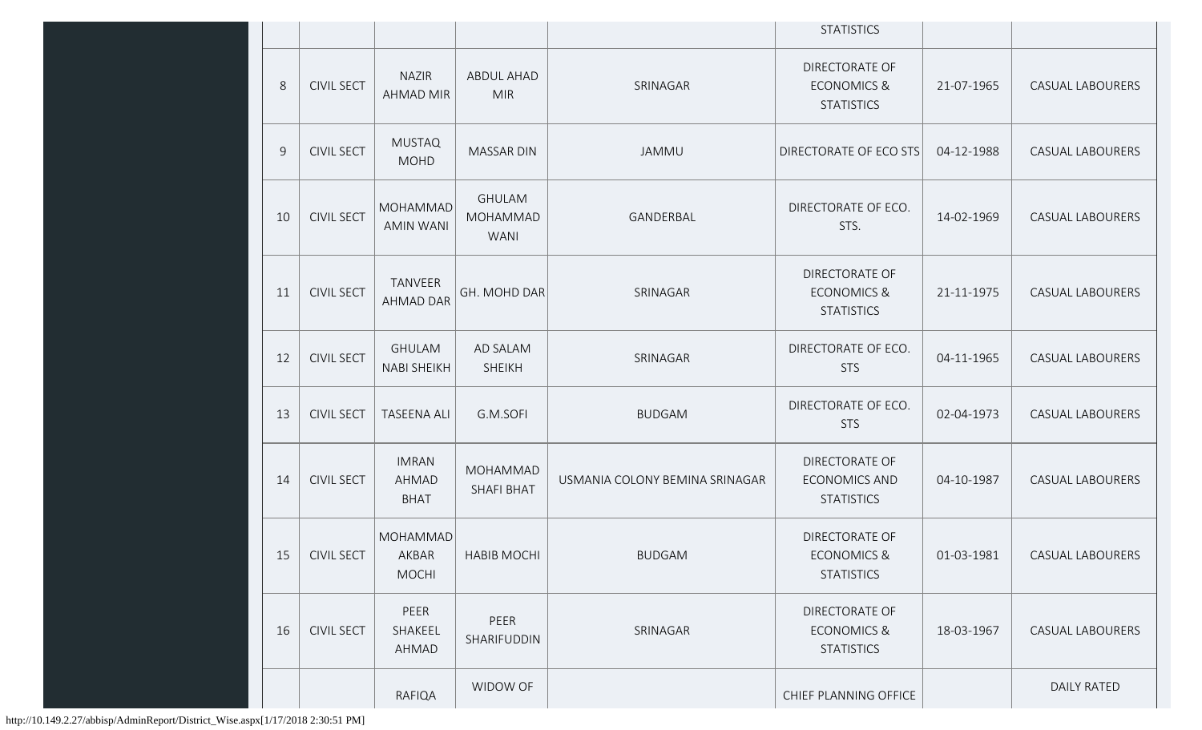| | | | | | STATISTICS | | |
|---|---|---|---|---|---|---|---|
| 8 | CIVIL SECT | NAZIR AHMAD MIR | ABDUL AHAD MIR | SRINAGAR | DIRECTORATE OF ECONOMICS & STATISTICS | 21-07-1965 | CASUAL LABOURERS |
| 9 | CIVIL SECT | MUSTAQ MOHD | MASSAR DIN | JAMMU | DIRECTORATE OF ECO STS | 04-12-1988 | CASUAL LABOURERS |
| 10 | CIVIL SECT | MOHAMMAD AMIN WANI | GHULAM MOHAMMAD WANI | GANDERBAL | DIRECTORATE OF ECO. STS. | 14-02-1969 | CASUAL LABOURERS |
| 11 | CIVIL SECT | TANVEER AHMAD DAR | GH. MOHD DAR | SRINAGAR | DIRECTORATE OF ECONOMICS & STATISTICS | 21-11-1975 | CASUAL LABOURERS |
| 12 | CIVIL SECT | GHULAM NABI SHEIKH | AD SALAM SHEIKH | SRINAGAR | DIRECTORATE OF ECO. STS | 04-11-1965 | CASUAL LABOURERS |
| 13 | CIVIL SECT | TASEENA ALI | G.M.SOFI | BUDGAM | DIRECTORATE OF ECO. STS | 02-04-1973 | CASUAL LABOURERS |
| 14 | CIVIL SECT | IMRAN AHMAD BHAT | MOHAMMAD SHAFI BHAT | USMANIA COLONY BEMINA SRINAGAR | DIRECTORATE OF ECONOMICS AND STATISTICS | 04-10-1987 | CASUAL LABOURERS |
| 15 | CIVIL SECT | MOHAMMAD AKBAR MOCHI | HABIB MOCHI | BUDGAM | DIRECTORATE OF ECONOMICS & STATISTICS | 01-03-1981 | CASUAL LABOURERS |
| 16 | CIVIL SECT | PEER SHAKEEL AHMAD | PEER SHARIFUDDIN | SRINAGAR | DIRECTORATE OF ECONOMICS & STATISTICS | 18-03-1967 | CASUAL LABOURERS |
| | | RAFIQA | WIDOW OF | | CHIEF PLANNING OFFICE | | DAILY RATED |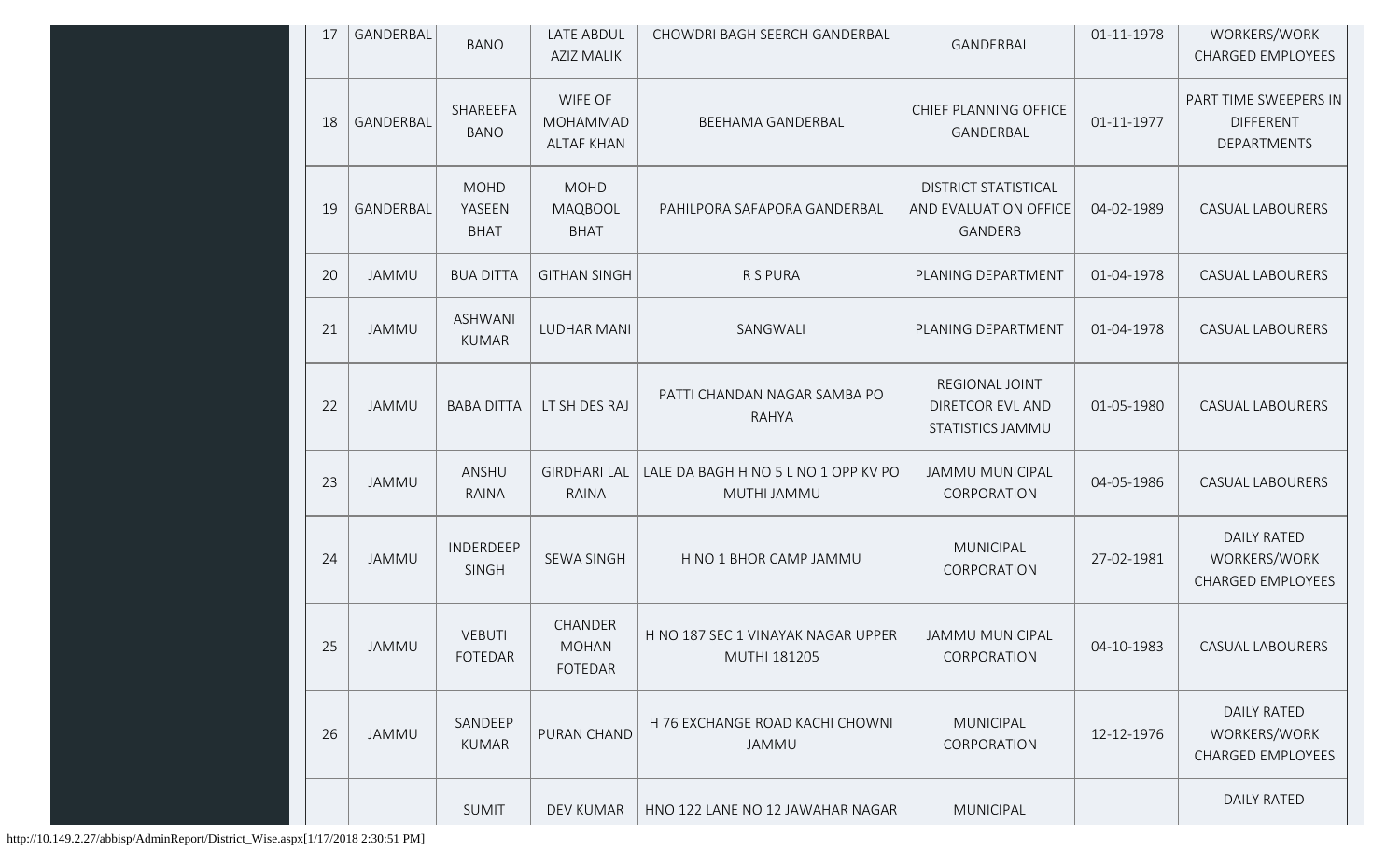| 17 | GANDERBAL | BANO | LATE ABDUL AZIZ MALIK | CHOWDRI BAGH SEERCH GANDERBAL | GANDERBAL | 01-11-1978 | WORKERS/WORK CHARGED EMPLOYEES |
|---|---|---|---|---|---|---|---|
| 18 | GANDERBAL | SHAREEFA BANO | WIFE OF MOHAMMAD ALTAF KHAN | BEEHAMA GANDERBAL | CHIEF PLANNING OFFICE GANDERBAL | 01-11-1977 | PART TIME SWEEPERS IN DIFFERENT DEPARTMENTS |
| 19 | GANDERBAL | MOHD YASEEN BHAT | MOHD MAQBOOL BHAT | PAHILPORA SAFAPORA GANDERBAL | DISTRICT STATISTICAL AND EVALUATION OFFICE GANDERB | 04-02-1989 | CASUAL LABOURERS |
| 20 | JAMMU | BUA DITTA | GITHAN SINGH | R S PURA | PLANING DEPARTMENT | 01-04-1978 | CASUAL LABOURERS |
| 21 | JAMMU | ASHWANI KUMAR | LUDHAR MANI | SANGWALI | PLANING DEPARTMENT | 01-04-1978 | CASUAL LABOURERS |
| 22 | JAMMU | BABA DITTA | LT SH DES RAJ | PATTI CHANDAN NAGAR SAMBA PO RAHYA | REGIONAL JOINT DIRETCOR EVL AND STATISTICS JAMMU | 01-05-1980 | CASUAL LABOURERS |
| 23 | JAMMU | ANSHU RAINA | GIRDHARI LAL RAINA | LALE DA BAGH H NO 5 L NO 1 OPP KV PO MUTHI JAMMU | JAMMU MUNICIPAL CORPORATION | 04-05-1986 | CASUAL LABOURERS |
| 24 | JAMMU | INDERDEEP SINGH | SEWA SINGH | H NO 1 BHOR CAMP JAMMU | MUNICIPAL CORPORATION | 27-02-1981 | DAILY RATED WORKERS/WORK CHARGED EMPLOYEES |
| 25 | JAMMU | VEBUTI FOTEDAR | CHANDER MOHAN FOTEDAR | H NO 187 SEC 1 VINAYAK NAGAR UPPER MUTHI 181205 | JAMMU MUNICIPAL CORPORATION | 04-10-1983 | CASUAL LABOURERS |
| 26 | JAMMU | SANDEEP KUMAR | PURAN CHAND | H 76 EXCHANGE ROAD KACHI CHOWNI JAMMU | MUNICIPAL CORPORATION | 12-12-1976 | DAILY RATED WORKERS/WORK CHARGED EMPLOYEES |
| | | SUMIT | DEV KUMAR | HNO 122 LANE NO 12 JAWAHAR NAGAR | MUNICIPAL | | DAILY RATED |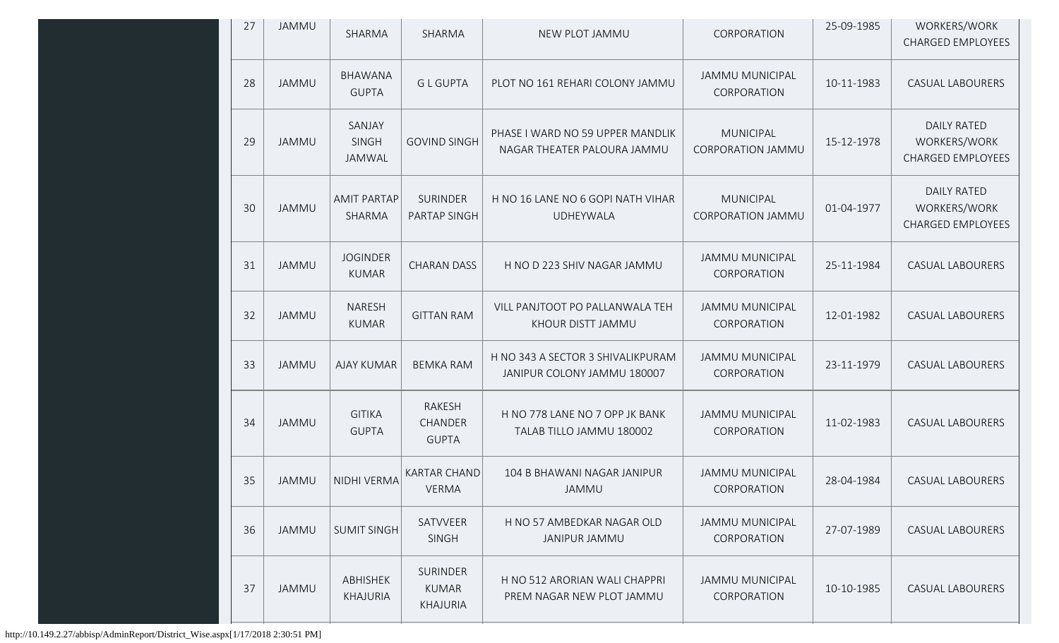| 27 | JAMMU | SHARMA | SHARMA | NEW PLOT JAMMU | CORPORATION | 25-09-1985 | WORKERS/WORK CHARGED EMPLOYEES |
|---|---|---|---|---|---|---|---|
| 28 | JAMMU | BHAWANA GUPTA | G L GUPTA | PLOT NO 161 REHARI COLONY JAMMU | JAMMU MUNICIPAL CORPORATION | 10-11-1983 | CASUAL LABOURERS |
| 29 | JAMMU | SANJAY SINGH JAMWAL | GOVIND SINGH | PHASE I WARD NO 59 UPPER MANDLIK NAGAR THEATER PALOURA JAMMU | MUNICIPAL CORPORATION JAMMU | 15-12-1978 | DAILY RATED WORKERS/WORK CHARGED EMPLOYEES |
| 30 | JAMMU | AMIT PARTAP SHARMA | SURINDER PARTAP SINGH | H NO 16 LANE NO 6 GOPI NATH VIHAR UDHEYWALA | MUNICIPAL CORPORATION JAMMU | 01-04-1977 | DAILY RATED WORKERS/WORK CHARGED EMPLOYEES |
| 31 | JAMMU | JOGINDER KUMAR | CHARAN DASS | H NO D 223 SHIV NAGAR JAMMU | JAMMU MUNICIPAL CORPORATION | 25-11-1984 | CASUAL LABOURERS |
| 32 | JAMMU | NARESH KUMAR | GITTAN RAM | VILL PANJTOOT PO PALLANWALA TEH KHOUR DISTT JAMMU | JAMMU MUNICIPAL CORPORATION | 12-01-1982 | CASUAL LABOURERS |
| 33 | JAMMU | AJAY KUMAR | BEMKA RAM | H NO 343 A SECTOR 3 SHIVALIKPURAM JANIPUR COLONY JAMMU 180007 | JAMMU MUNICIPAL CORPORATION | 23-11-1979 | CASUAL LABOURERS |
| 34 | JAMMU | GITIKA GUPTA | RAKESH CHANDER GUPTA | H NO 778 LANE NO 7 OPP JK BANK TALAB TILLO JAMMU 180002 | JAMMU MUNICIPAL CORPORATION | 11-02-1983 | CASUAL LABOURERS |
| 35 | JAMMU | NIDHI VERMA | KARTAR CHAND VERMA | 104 B BHAWANI NAGAR JANIPUR JAMMU | JAMMU MUNICIPAL CORPORATION | 28-04-1984 | CASUAL LABOURERS |
| 36 | JAMMU | SUMIT SINGH | SATVVEER SINGH | H NO 57 AMBEDKAR NAGAR OLD JANIPUR JAMMU | JAMMU MUNICIPAL CORPORATION | 27-07-1989 | CASUAL LABOURERS |
| 37 | JAMMU | ABHISHEK KHAJURIA | SURINDER KUMAR KHAJURIA | H NO 512 ARORIAN WALI CHAPPRI PREM NAGAR NEW PLOT JAMMU | JAMMU MUNICIPAL CORPORATION | 10-10-1985 | CASUAL LABOURERS |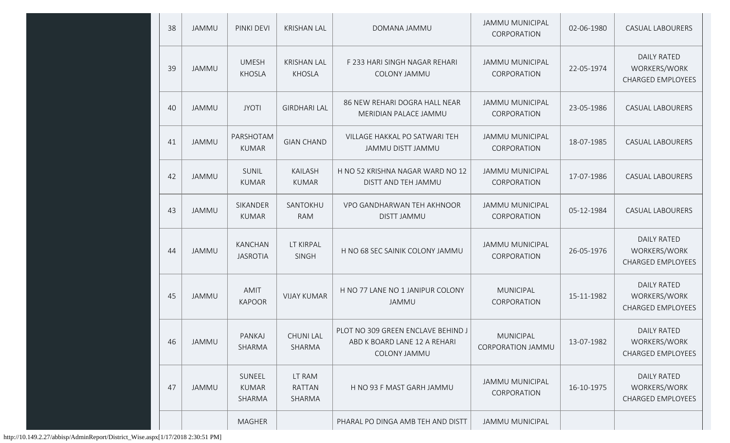| | | | | | | | |
|---|---|---|---|---|---|---|---|
| 38 | JAMMU | PINKI DEVI | KRISHAN LAL | DOMANA JAMMU | JAMMU MUNICIPAL CORPORATION | 02-06-1980 | CASUAL LABOURERS |
| 39 | JAMMU | UMESH KHOSLA | KRISHAN LAL KHOSLA | F 233 HARI SINGH NAGAR REHARI COLONY JAMMU | JAMMU MUNICIPAL CORPORATION | 22-05-1974 | DAILY RATED WORKERS/WORK CHARGED EMPLOYEES |
| 40 | JAMMU | JYOTI | GIRDHARI LAL | 86 NEW REHARI DOGRA HALL NEAR MERIDIAN PALACE JAMMU | JAMMU MUNICIPAL CORPORATION | 23-05-1986 | CASUAL LABOURERS |
| 41 | JAMMU | PARSHOTAM KUMAR | GIAN CHAND | VILLAGE HAKKAL PO SATWARI TEH JAMMU DISTT JAMMU | JAMMU MUNICIPAL CORPORATION | 18-07-1985 | CASUAL LABOURERS |
| 42 | JAMMU | SUNIL KUMAR | KAILASH KUMAR | H NO 52 KRISHNA NAGAR WARD NO 12 DISTT AND TEH JAMMU | JAMMU MUNICIPAL CORPORATION | 17-07-1986 | CASUAL LABOURERS |
| 43 | JAMMU | SIKANDER KUMAR | SANTOKHU RAM | VPO GANDHARWAN TEH AKHNOOR DISTT JAMMU | JAMMU MUNICIPAL CORPORATION | 05-12-1984 | CASUAL LABOURERS |
| 44 | JAMMU | KANCHAN JASROTIA | LT KIRPAL SINGH | H NO 68 SEC SAINIK COLONY JAMMU | JAMMU MUNICIPAL CORPORATION | 26-05-1976 | DAILY RATED WORKERS/WORK CHARGED EMPLOYEES |
| 45 | JAMMU | AMIT KAPOOR | VIJAY KUMAR | H NO 77 LANE NO 1 JANIPUR COLONY JAMMU | MUNICIPAL CORPORATION | 15-11-1982 | DAILY RATED WORKERS/WORK CHARGED EMPLOYEES |
| 46 | JAMMU | PANKAJ SHARMA | CHUNI LAL SHARMA | PLOT NO 309 GREEN ENCLAVE BEHIND J ABD K BOARD LANE 12 A REHARI COLONY JAMMU | MUNICIPAL CORPORATION JAMMU | 13-07-1982 | DAILY RATED WORKERS/WORK CHARGED EMPLOYEES |
| 47 | JAMMU | SUNEEL KUMAR SHARMA | LT RAM RATTAN SHARMA | H NO 93 F MAST GARH JAMMU | JAMMU MUNICIPAL CORPORATION | 16-10-1975 | DAILY RATED WORKERS/WORK CHARGED EMPLOYEES |
| | | MAGHER | | PHARAL PO DINGA AMB TEH AND DISTT | JAMMU MUNICIPAL | | |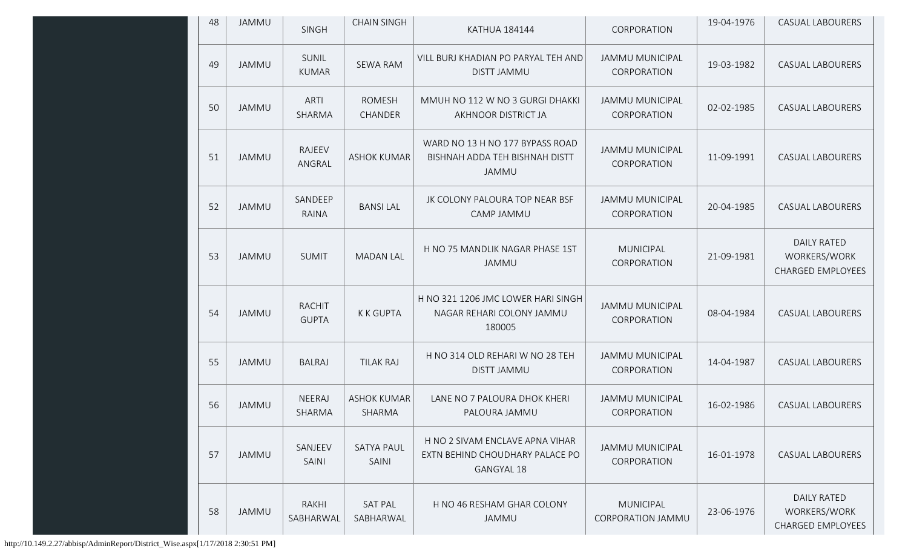| 48 | JAMMU | SINGH | CHAIN SINGH | KATHUA 184144 | CORPORATION | 19-04-1976 | CASUAL LABOURERS |
|---|---|---|---|---|---|---|---|
| 49 | JAMMU | SUNIL KUMAR | SEWA RAM | VILL BURJ KHADIAN PO PARYAL TEH AND DISTT JAMMU | JAMMU MUNICIPAL CORPORATION | 19-03-1982 | CASUAL LABOURERS |
| 50 | JAMMU | ARTI SHARMA | ROMESH CHANDER | MMUH NO 112 W NO 3 GURGI DHAKKI AKHNOOR DISTRICT JA | JAMMU MUNICIPAL CORPORATION | 02-02-1985 | CASUAL LABOURERS |
| 51 | JAMMU | RAJEEV ANGRAL | ASHOK KUMAR | WARD NO 13 H NO 177 BYPASS ROAD BISHNAH ADDA TEH BISHNAH DISTT JAMMU | JAMMU MUNICIPAL CORPORATION | 11-09-1991 | CASUAL LABOURERS |
| 52 | JAMMU | SANDEEP RAINA | BANSI LAL | JK COLONY PALOURA TOP NEAR BSF CAMP JAMMU | JAMMU MUNICIPAL CORPORATION | 20-04-1985 | CASUAL LABOURERS |
| 53 | JAMMU | SUMIT | MADAN LAL | H NO 75 MANDLIK NAGAR PHASE 1ST JAMMU | MUNICIPAL CORPORATION | 21-09-1981 | DAILY RATED WORKERS/WORK CHARGED EMPLOYEES |
| 54 | JAMMU | RACHIT GUPTA | K K GUPTA | H NO 321 1206 JMC LOWER HARI SINGH NAGAR REHARI COLONY JAMMU 180005 | JAMMU MUNICIPAL CORPORATION | 08-04-1984 | CASUAL LABOURERS |
| 55 | JAMMU | BALRAJ | TILAK RAJ | H NO 314 OLD REHARI W NO 28 TEH DISTT JAMMU | JAMMU MUNICIPAL CORPORATION | 14-04-1987 | CASUAL LABOURERS |
| 56 | JAMMU | NEERAJ SHARMA | ASHOK KUMAR SHARMA | LANE NO 7 PALOURA DHOK KHERI PALOURA JAMMU | JAMMU MUNICIPAL CORPORATION | 16-02-1986 | CASUAL LABOURERS |
| 57 | JAMMU | SANJEEV SAINI | SATYA PAUL SAINI | H NO 2 SIVAM ENCLAVE APNA VIHAR EXTN BEHIND CHOUDHARY PALACE PO GANGYAL 18 | JAMMU MUNICIPAL CORPORATION | 16-01-1978 | CASUAL LABOURERS |
| 58 | JAMMU | RAKHI SABHARWAL | SAT PAL SABHARWAL | H NO 46 RESHAM GHAR COLONY JAMMU | MUNICIPAL CORPORATION JAMMU | 23-06-1976 | DAILY RATED WORKERS/WORK CHARGED EMPLOYEES |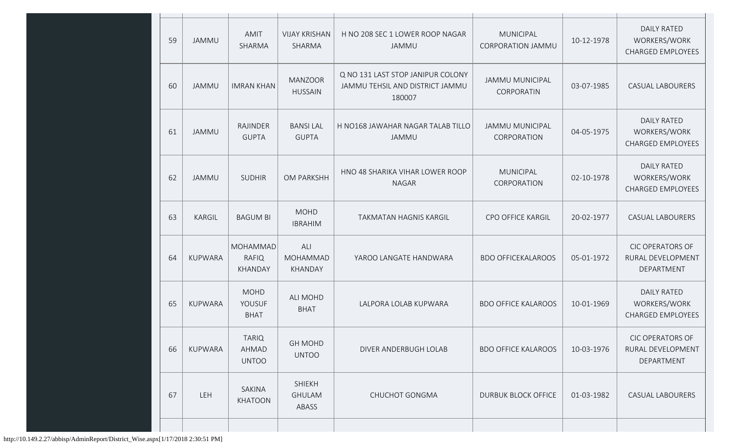| 59 | JAMMU | AMIT SHARMA | VIJAY KRISHAN SHARMA | H NO 208 SEC 1 LOWER ROOP NAGAR JAMMU | MUNICIPAL CORPORATION JAMMU | 10-12-1978 | DAILY RATED WORKERS/WORK CHARGED EMPLOYEES |
|---|---|---|---|---|---|---|---|
| 60 | JAMMU | IMRAN KHAN | MANZOOR HUSSAIN | Q NO 131 LAST STOP JANIPUR COLONY JAMMU TEHSIL AND DISTRICT JAMMU 180007 | JAMMU MUNICIPAL CORPORATIN | 03-07-1985 | CASUAL LABOURERS |
| 61 | JAMMU | RAJINDER GUPTA | BANSI LAL GUPTA | H NO168 JAWAHAR NAGAR TALAB TILLO JAMMU | JAMMU MUNICIPAL CORPORATION | 04-05-1975 | DAILY RATED WORKERS/WORK CHARGED EMPLOYEES |
| 62 | JAMMU | SUDHIR | OM PARKSHH | HNO 48 SHARIKA VIHAR LOWER ROOP NAGAR | MUNICIPAL CORPORATION | 02-10-1978 | DAILY RATED WORKERS/WORK CHARGED EMPLOYEES |
| 63 | KARGIL | BAGUM BI | MOHD IBRAHIM | TAKMATAN HAGNIS KARGIL | CPO OFFICE KARGIL | 20-02-1977 | CASUAL LABOURERS |
| 64 | KUPWARA | MOHAMMAD RAFIQ KHANDAY | ALI MOHAMMAD KHANDAY | YAROO LANGATE HANDWARA | BDO OFFICEKALAROOS | 05-01-1972 | CIC OPERATORS OF RURAL DEVELOPMENT DEPARTMENT |
| 65 | KUPWARA | MOHD YOUSUF BHAT | ALI MOHD BHAT | LALPORA LOLAB KUPWARA | BDO OFFICE KALAROOS | 10-01-1969 | DAILY RATED WORKERS/WORK CHARGED EMPLOYEES |
| 66 | KUPWARA | TARIQ AHMAD UNTOO | GH MOHD UNTOO | DIVER ANDERBUGH LOLAB | BDO OFFICE KALAROOS | 10-03-1976 | CIC OPERATORS OF RURAL DEVELOPMENT DEPARTMENT |
| 67 | LEH | SAKINA KHATOON | SHIEKH GHULAM ABASS | CHUCHOT GONGMA | DURBUK BLOCK OFFICE | 01-03-1982 | CASUAL LABOURERS |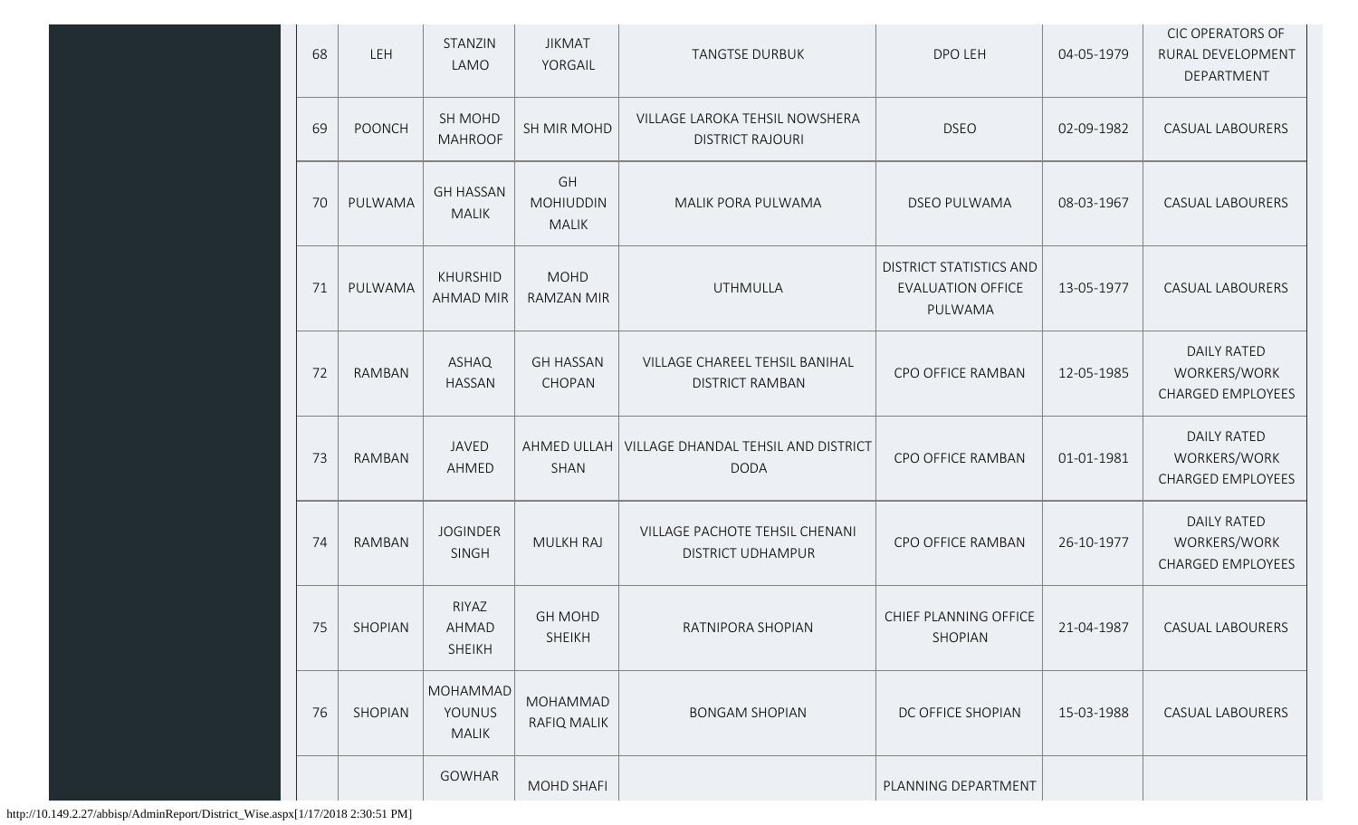| 68 | LEH | STANZIN LAMO | JIKMAT YORGAIL | TANGTSE DURBUK | DPO LEH | 04-05-1979 | CIC OPERATORS OF RURAL DEVELOPMENT DEPARTMENT |
|---|---|---|---|---|---|---|---|
| 69 | POONCH | SH MOHD MAHROOF | SH MIR MOHD | VILLAGE LAROKA TEHSIL NOWSHERA DISTRICT RAJOURI | DSEO | 02-09-1982 | CASUAL LABOURERS |
| 70 | PULWAMA | GH HASSAN MALIK | GH MOHIUDDIN MALIK | MALIK PORA PULWAMA | DSEO PULWAMA | 08-03-1967 | CASUAL LABOURERS |
| 71 | PULWAMA | KHURSHID AHMAD MIR | MOHD RAMZAN MIR | UTHMULLA | DISTRICT STATISTICS AND EVALUATION OFFICE PULWAMA | 13-05-1977 | CASUAL LABOURERS |
| 72 | RAMBAN | ASHAQ HASSAN | GH HASSAN CHOPAN | VILLAGE CHAREEL TEHSIL BANIHAL DISTRICT RAMBAN | CPO OFFICE RAMBAN | 12-05-1985 | DAILY RATED WORKERS/WORK CHARGED EMPLOYEES |
| 73 | RAMBAN | JAVED AHMED | AHMED ULLAH SHAN | VILLAGE DHANDAL TEHSIL AND DISTRICT DODA | CPO OFFICE RAMBAN | 01-01-1981 | DAILY RATED WORKERS/WORK CHARGED EMPLOYEES |
| 74 | RAMBAN | JOGINDER SINGH | MULKH RAJ | VILLAGE PACHOTE TEHSIL CHENANI DISTRICT UDHAMPUR | CPO OFFICE RAMBAN | 26-10-1977 | DAILY RATED WORKERS/WORK CHARGED EMPLOYEES |
| 75 | SHOPIAN | RIYAZ AHMAD SHEIKH | GH MOHD SHEIKH | RATNIPORA SHOPIAN | CHIEF PLANNING OFFICE SHOPIAN | 21-04-1987 | CASUAL LABOURERS |
| 76 | SHOPIAN | MOHAMMAD YOUNUS MALIK | MOHAMMAD RAFIQ MALIK | BONGAM SHOPIAN | DC OFFICE SHOPIAN | 15-03-1988 | CASUAL LABOURERS |
| | | GOWHAR | MOHD SHAFI | | PLANNING DEPARTMENT | | |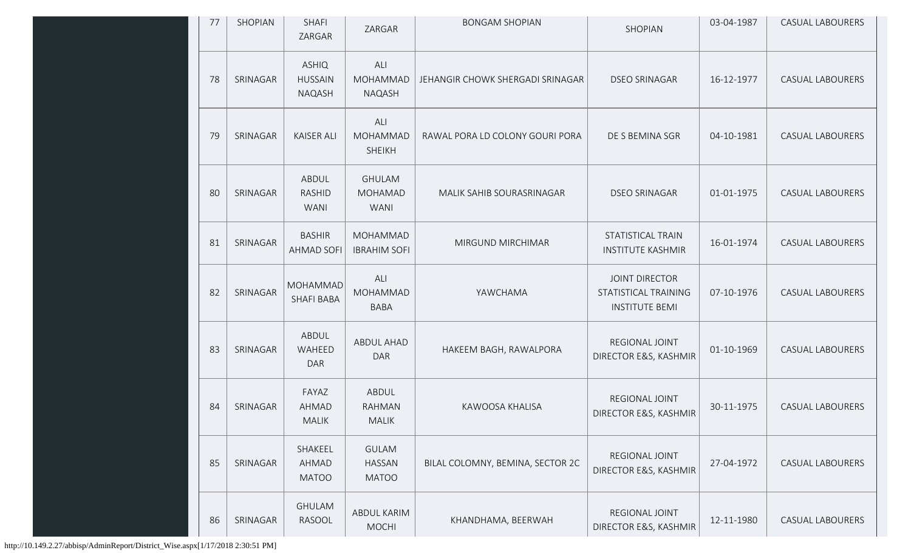| | | | | | | | |
|---|---|---|---|---|---|---|---|
| 77 | SHOPIAN | SHAFI ZARGAR | ZARGAR | BONGAM SHOPIAN | SHOPIAN | 03-04-1987 | CASUAL LABOURERS |
| 78 | SRINAGAR | ASHIQ HUSSAIN NAQASH | ALI MOHAMMAD NAQASH | JEHANGIR CHOWK SHERGADI SRINAGAR | DSEO SRINAGAR | 16-12-1977 | CASUAL LABOURERS |
| 79 | SRINAGAR | KAISER ALI | ALI MOHAMMAD SHEIKH | RAWAL PORA LD COLONY GOURI PORA | DE S BEMINA SGR | 04-10-1981 | CASUAL LABOURERS |
| 80 | SRINAGAR | ABDUL RASHID WANI | GHULAM MOHAMAD WANI | MALIK SAHIB SOURASRINAGAR | DSEO SRINAGAR | 01-01-1975 | CASUAL LABOURERS |
| 81 | SRINAGAR | BASHIR AHMAD SOFI | MOHAMMAD IBRAHIM SOFI | MIRGUND MIRCHIMAR | STATISTICAL TRAIN INSTITUTE KASHMIR | 16-01-1974 | CASUAL LABOURERS |
| 82 | SRINAGAR | MOHAMMAD SHAFI BABA | ALI MOHAMMAD BABA | YAWCHAMA | JOINT DIRECTOR STATISTICAL TRAINING INSTITUTE BEMI | 07-10-1976 | CASUAL LABOURERS |
| 83 | SRINAGAR | ABDUL WAHEED DAR | ABDUL AHAD DAR | HAKEEM BAGH, RAWALPORA | REGIONAL JOINT DIRECTOR E&S, KASHMIR | 01-10-1969 | CASUAL LABOURERS |
| 84 | SRINAGAR | FAYAZ AHMAD MALIK | ABDUL RAHMAN MALIK | KAWOOSA KHALISA | REGIONAL JOINT DIRECTOR E&S, KASHMIR | 30-11-1975 | CASUAL LABOURERS |
| 85 | SRINAGAR | SHAKEEL AHMAD MATOO | GULAM HASSAN MATOO | BILAL COLOMNY, BEMINA, SECTOR 2C | REGIONAL JOINT DIRECTOR E&S, KASHMIR | 27-04-1972 | CASUAL LABOURERS |
| 86 | SRINAGAR | GHULAM RASOOL | ABDUL KARIM MOCHI | KHANDHAMA, BEERWAH | REGIONAL JOINT DIRECTOR E&S, KASHMIR | 12-11-1980 | CASUAL LABOURERS |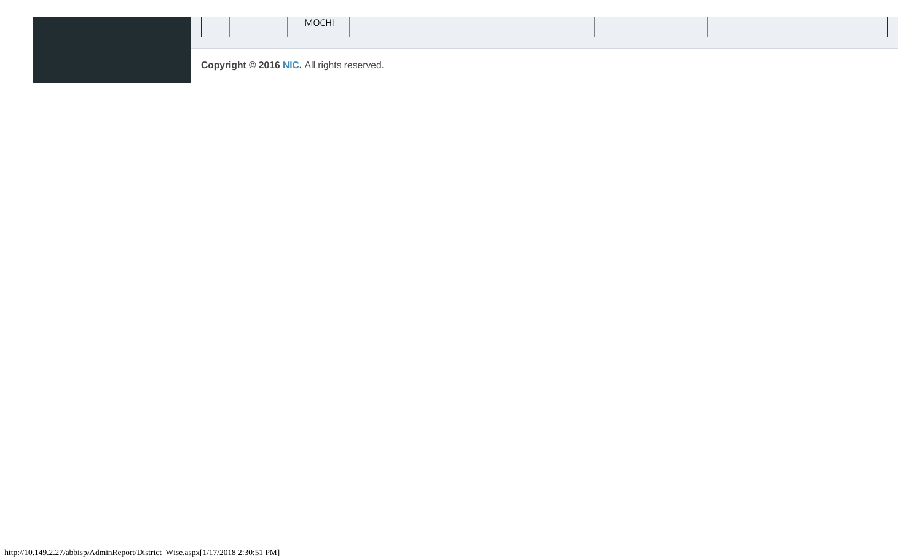| | | | | | | | |
|---|---|---|---|---|---|---|---|
| | | MOCHI | | | | | |

**Copyright © 2016 NIC.** All rights reserved.